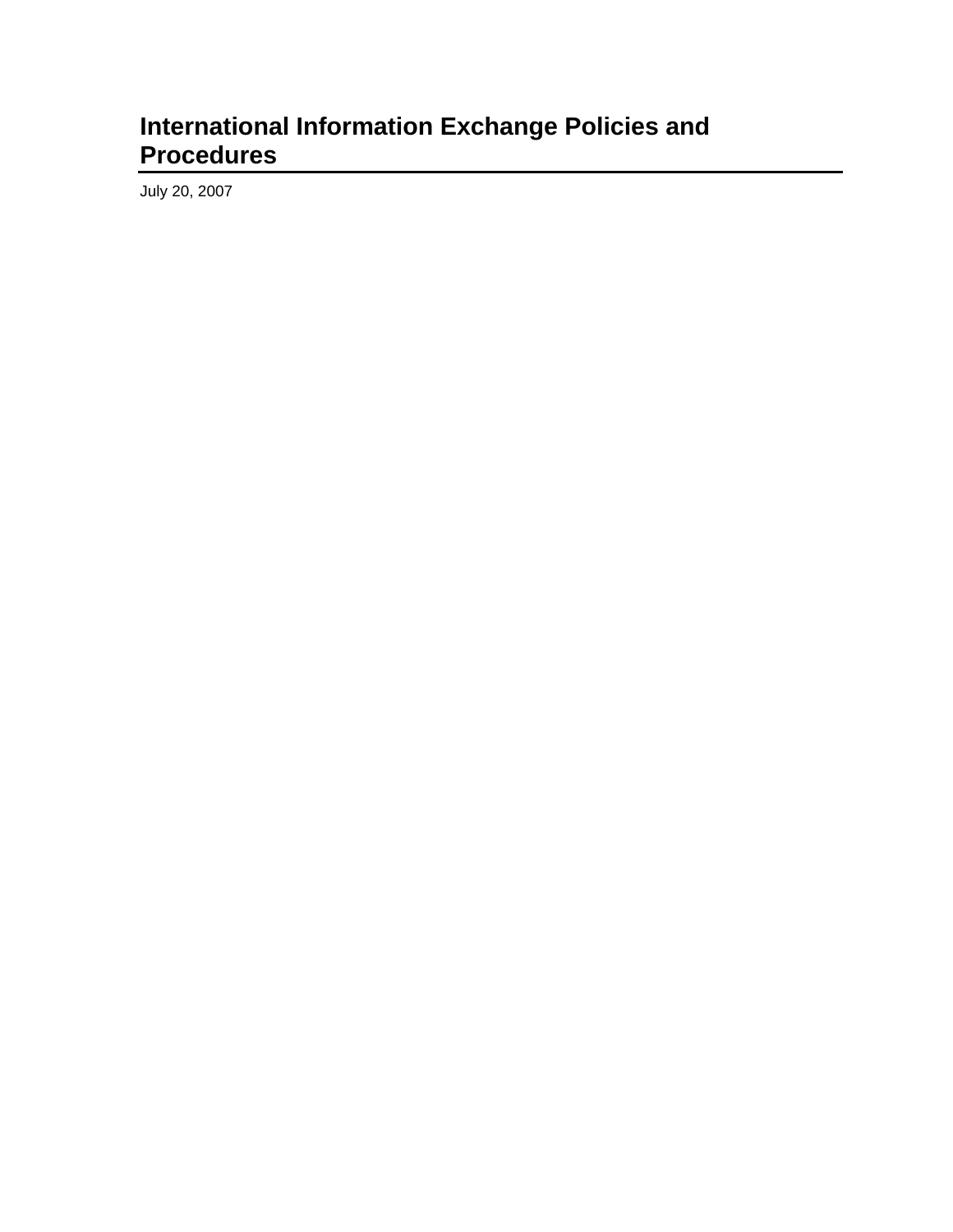# International Information Exchange Policies and Procedures

July 20, 2007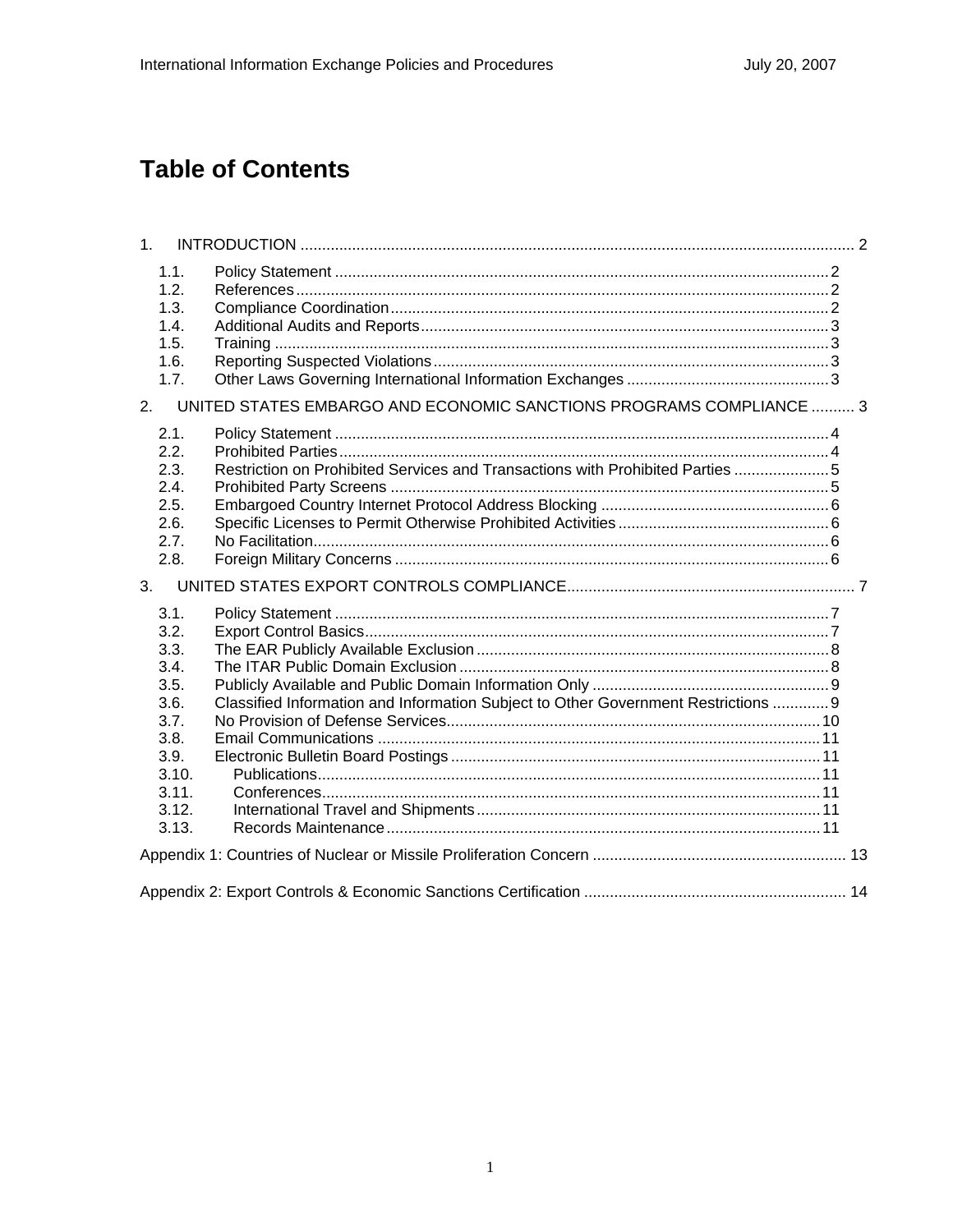# Table of Contents

1. INTRODUCTION ... 2
   - 1.1. Policy Statement ... 2
   - 1.2. References ... 2
   - 1.3. Compliance Coordination ... 2
   - 1.4. Additional Audits and Reports ... 3
   - 1.5. Training ... 3
   - 1.6. Reporting Suspected Violations ... 3
   - 1.7. Other Laws Governing International Information Exchanges ... 3
2. UNITED STATES EMBARGO AND ECONOMIC SANCTIONS PROGRAMS COMPLIANCE ... 3
   - 2.1. Policy Statement ... 4
   - 2.2. Prohibited Parties ... 4
   - 2.3. Restriction on Prohibited Services and Transactions with Prohibited Parties ... 5
   - 2.4. Prohibited Party Screens ... 5
   - 2.5. Embargoed Country Internet Protocol Address Blocking ... 6
   - 2.6. Specific Licenses to Permit Otherwise Prohibited Activities ... 6
   - 2.7. No Facilitation ... 6
   - 2.8. Foreign Military Concerns ... 6
3. UNITED STATES EXPORT CONTROLS COMPLIANCE ... 7
   - 3.1. Policy Statement ... 7
   - 3.2. Export Control Basics ... 7
   - 3.3. The EAR Publicly Available Exclusion ... 8
   - 3.4. The ITAR Public Domain Exclusion ... 8
   - 3.5. Publicly Available and Public Domain Information Only ... 9
   - 3.6. Classified Information and Information Subject to Other Government Restrictions ... 9
   - 3.7. No Provision of Defense Services ... 10
   - 3.8. Email Communications ... 11
   - 3.9. Electronic Bulletin Board Postings ... 11
   - 3.10. Publications ... 11
   - 3.11. Conferences ... 11
   - 3.12. International Travel and Shipments ... 11
   - 3.13. Records Maintenance ... 11

Appendix 1: Countries of Nuclear or Missile Proliferation Concern ... 13

Appendix 2: Export Controls & Economic Sanctions Certification ... 14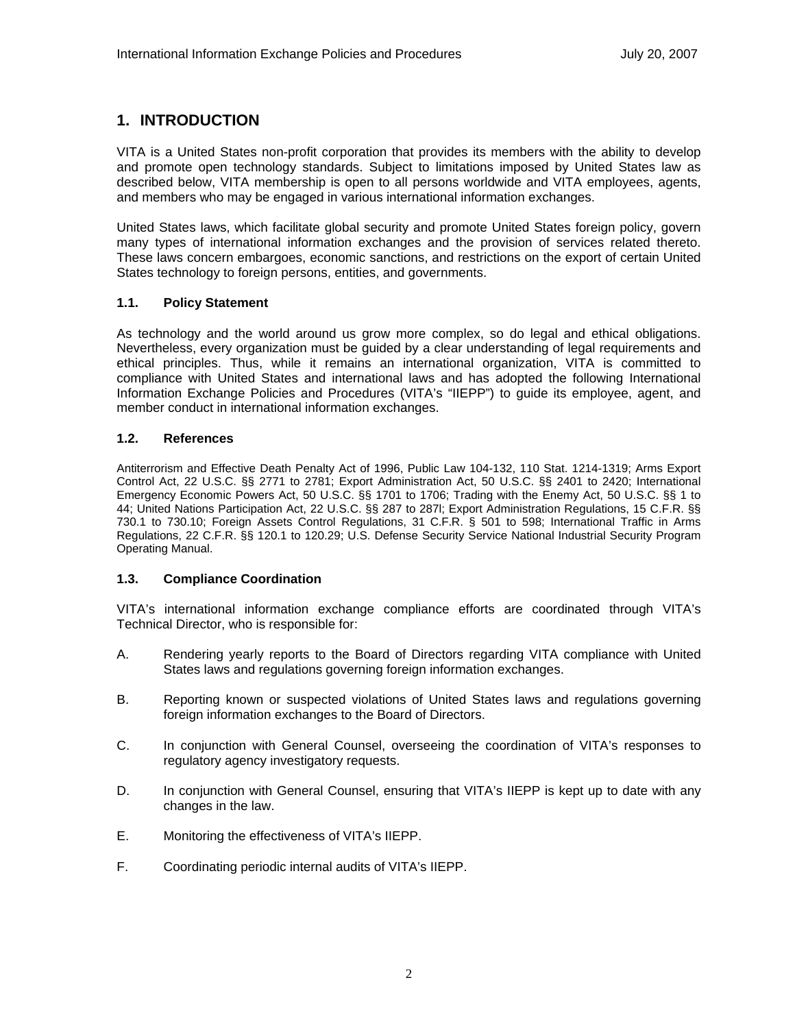# 1. INTRODUCTION

VITA is a United States non-profit corporation that provides its members with the ability to develop and promote open technology standards. Subject to limitations imposed by United States law as described below, VITA membership is open to all persons worldwide and VITA employees, agents, and members who may be engaged in various international information exchanges.

United States laws, which facilitate global security and promote United States foreign policy, govern many types of international information exchanges and the provision of services related thereto. These laws concern embargoes, economic sanctions, and restrictions on the export of certain United States technology to foreign persons, entities, and governments.

## 1.1. Policy Statement

As technology and the world around us grow more complex, so do legal and ethical obligations. Nevertheless, every organization must be guided by a clear understanding of legal requirements and ethical principles. Thus, while it remains an international organization, VITA is committed to compliance with United States and international laws and has adopted the following International Information Exchange Policies and Procedures (VITA's "IIEPP") to guide its employee, agent, and member conduct in international information exchanges.

## 1.2. References

Antiterrorism and Effective Death Penalty Act of 1996, Public Law 104-132, 110 Stat. 1214-1319; Arms Export Control Act, 22 U.S.C. §§ 2771 to 2781; Export Administration Act, 50 U.S.C. §§ 2401 to 2420; International Emergency Economic Powers Act, 50 U.S.C. §§ 1701 to 1706; Trading with the Enemy Act, 50 U.S.C. §§ 1 to 44; United Nations Participation Act, 22 U.S.C. §§ 287 to 287l; Export Administration Regulations, 15 C.F.R. §§ 730.1 to 730.10; Foreign Assets Control Regulations, 31 C.F.R. § 501 to 598; International Traffic in Arms Regulations, 22 C.F.R. §§ 120.1 to 120.29; U.S. Defense Security Service National Industrial Security Program Operating Manual.

## 1.3. Compliance Coordination

VITA's international information exchange compliance efforts are coordinated through VITA's Technical Director, who is responsible for:

A. Rendering yearly reports to the Board of Directors regarding VITA compliance with United States laws and regulations governing foreign information exchanges.

B. Reporting known or suspected violations of United States laws and regulations governing foreign information exchanges to the Board of Directors.

C. In conjunction with General Counsel, overseeing the coordination of VITA's responses to regulatory agency investigatory requests.

D. In conjunction with General Counsel, ensuring that VITA's IIEPP is kept up to date with any changes in the law.

E. Monitoring the effectiveness of VITA's IIEPP.

F. Coordinating periodic internal audits of VITA's IIEPP.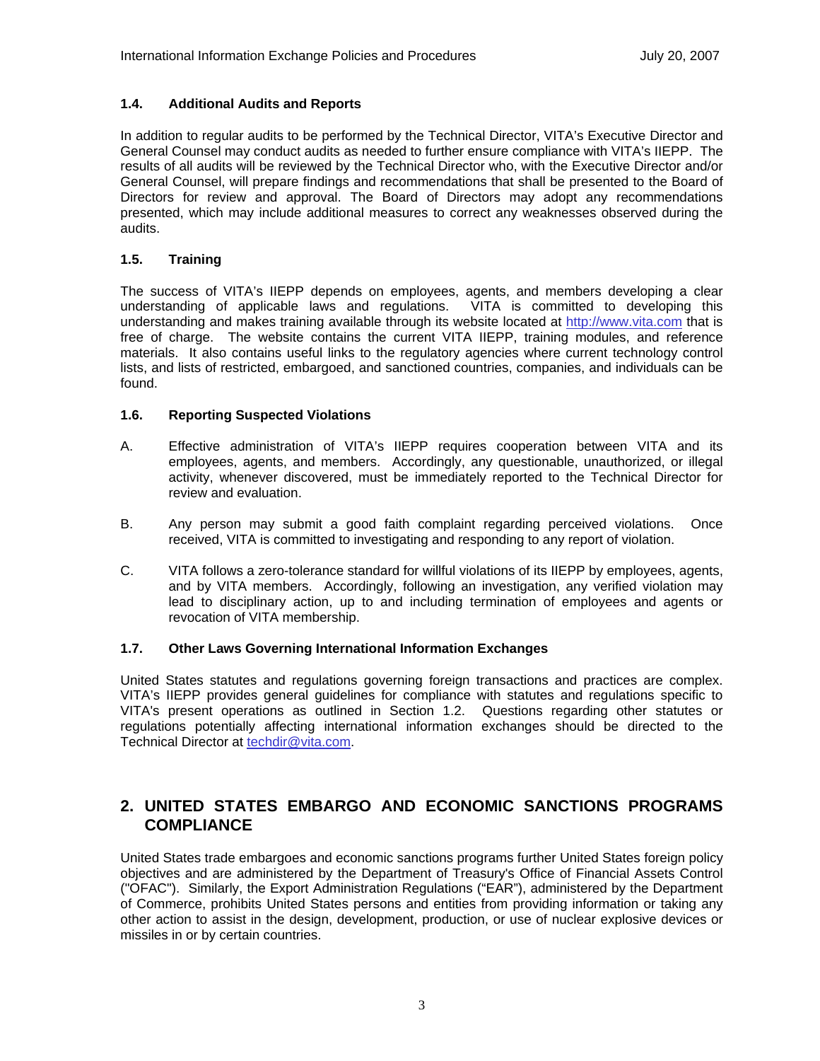### 1.4. Additional Audits and Reports

In addition to regular audits to be performed by the Technical Director, VITA's Executive Director and General Counsel may conduct audits as needed to further ensure compliance with VITA's IIEPP. The results of all audits will be reviewed by the Technical Director who, with the Executive Director and/or General Counsel, will prepare findings and recommendations that shall be presented to the Board of Directors for review and approval. The Board of Directors may adopt any recommendations presented, which may include additional measures to correct any weaknesses observed during the audits.

### 1.5. Training

The success of VITA's IIEPP depends on employees, agents, and members developing a clear understanding of applicable laws and regulations. VITA is committed to developing this understanding and makes training available through its website located at http://www.vita.com that is free of charge. The website contains the current VITA IIEPP, training modules, and reference materials. It also contains useful links to the regulatory agencies where current technology control lists, and lists of restricted, embargoed, and sanctioned countries, companies, and individuals can be found.

### 1.6. Reporting Suspected Violations

A. Effective administration of VITA's IIEPP requires cooperation between VITA and its employees, agents, and members. Accordingly, any questionable, unauthorized, or illegal activity, whenever discovered, must be immediately reported to the Technical Director for review and evaluation.

B. Any person may submit a good faith complaint regarding perceived violations. Once received, VITA is committed to investigating and responding to any report of violation.

C. VITA follows a zero-tolerance standard for willful violations of its IIEPP by employees, agents, and by VITA members. Accordingly, following an investigation, any verified violation may lead to disciplinary action, up to and including termination of employees and agents or revocation of VITA membership.

### 1.7. Other Laws Governing International Information Exchanges

United States statutes and regulations governing foreign transactions and practices are complex. VITA's IIEPP provides general guidelines for compliance with statutes and regulations specific to VITA's present operations as outlined in Section 1.2. Questions regarding other statutes or regulations potentially affecting international information exchanges should be directed to the Technical Director at techdir@vita.com.

## 2. UNITED STATES EMBARGO AND ECONOMIC SANCTIONS PROGRAMS COMPLIANCE

United States trade embargoes and economic sanctions programs further United States foreign policy objectives and are administered by the Department of Treasury's Office of Financial Assets Control ("OFAC"). Similarly, the Export Administration Regulations ("EAR"), administered by the Department of Commerce, prohibits United States persons and entities from providing information or taking any other action to assist in the design, development, production, or use of nuclear explosive devices or missiles in or by certain countries.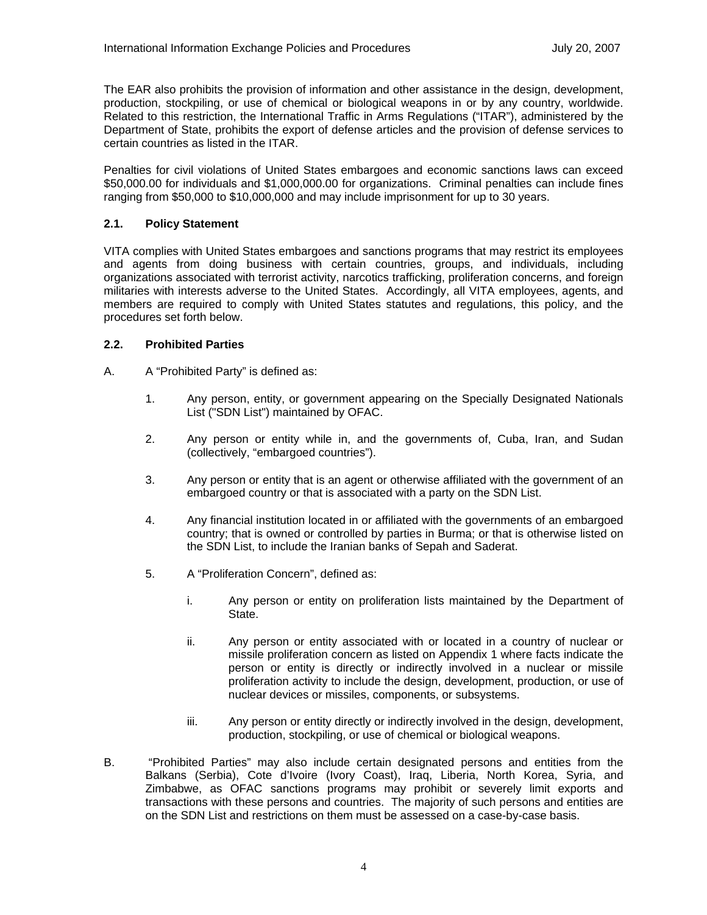The EAR also prohibits the provision of information and other assistance in the design, development, production, stockpiling, or use of chemical or biological weapons in or by any country, worldwide. Related to this restriction, the International Traffic in Arms Regulations ("ITAR"), administered by the Department of State, prohibits the export of defense articles and the provision of defense services to certain countries as listed in the ITAR.

Penalties for civil violations of United States embargoes and economic sanctions laws can exceed $50,000.00 for individuals and $1,000,000.00 for organizations. Criminal penalties can include fines ranging from $50,000 to $10,000,000 and may include imprisonment for up to 30 years.

### 2.1. Policy Statement

VITA complies with United States embargoes and sanctions programs that may restrict its employees and agents from doing business with certain countries, groups, and individuals, including organizations associated with terrorist activity, narcotics trafficking, proliferation concerns, and foreign militaries with interests adverse to the United States. Accordingly, all VITA employees, agents, and members are required to comply with United States statutes and regulations, this policy, and the procedures set forth below.

### 2.2. Prohibited Parties

A. A "Prohibited Party" is defined as:

1. Any person, entity, or government appearing on the Specially Designated Nationals List ("SDN List") maintained by OFAC.

2. Any person or entity while in, and the governments of, Cuba, Iran, and Sudan (collectively, "embargoed countries").

3. Any person or entity that is an agent or otherwise affiliated with the government of an embargoed country or that is associated with a party on the SDN List.

4. Any financial institution located in or affiliated with the governments of an embargoed country; that is owned or controlled by parties in Burma; or that is otherwise listed on the SDN List, to include the Iranian banks of Sepah and Saderat.

5. A "Proliferation Concern", defined as:

   i. Any person or entity on proliferation lists maintained by the Department of State.

   ii. Any person or entity associated with or located in a country of nuclear or missile proliferation concern as listed on Appendix 1 where facts indicate the person or entity is directly or indirectly involved in a nuclear or missile proliferation activity to include the design, development, production, or use of nuclear devices or missiles, components, or subsystems.

   iii. Any person or entity directly or indirectly involved in the design, development, production, stockpiling, or use of chemical or biological weapons.

B. "Prohibited Parties" may also include certain designated persons and entities from the Balkans (Serbia), Cote d'Ivoire (Ivory Coast), Iraq, Liberia, North Korea, Syria, and Zimbabwe, as OFAC sanctions programs may prohibit or severely limit exports and transactions with these persons and countries. The majority of such persons and entities are on the SDN List and restrictions on them must be assessed on a case-by-case basis.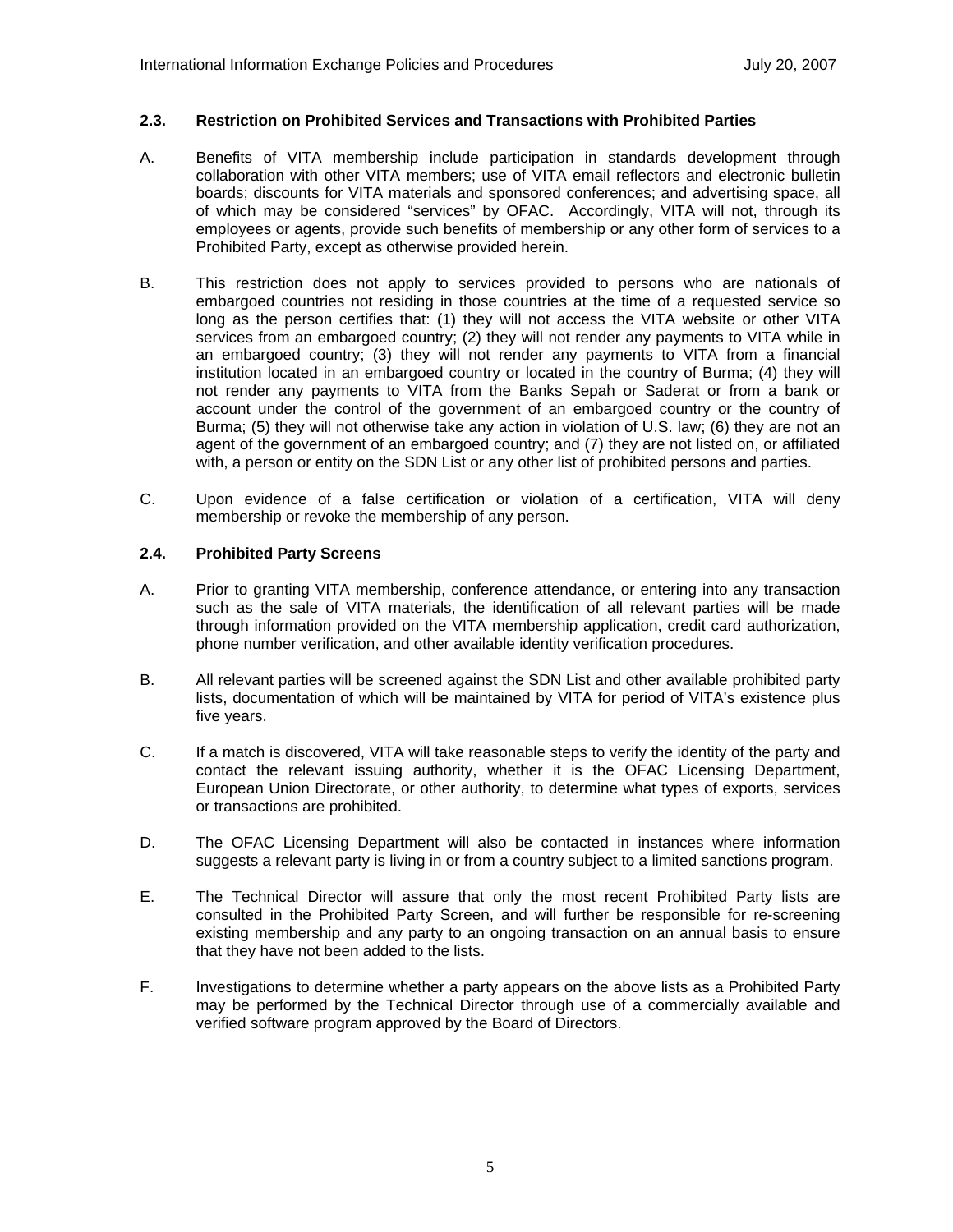### 2.3. Restriction on Prohibited Services and Transactions with Prohibited Parties

A. Benefits of VITA membership include participation in standards development through collaboration with other VITA members; use of VITA email reflectors and electronic bulletin boards; discounts for VITA materials and sponsored conferences; and advertising space, all of which may be considered "services" by OFAC. Accordingly, VITA will not, through its employees or agents, provide such benefits of membership or any other form of services to a Prohibited Party, except as otherwise provided herein.

B. This restriction does not apply to services provided to persons who are nationals of embargoed countries not residing in those countries at the time of a requested service so long as the person certifies that: (1) they will not access the VITA website or other VITA services from an embargoed country; (2) they will not render any payments to VITA while in an embargoed country; (3) they will not render any payments to VITA from a financial institution located in an embargoed country or located in the country of Burma; (4) they will not render any payments to VITA from the Banks Sepah or Saderat or from a bank or account under the control of the government of an embargoed country or the country of Burma; (5) they will not otherwise take any action in violation of U.S. law; (6) they are not an agent of the government of an embargoed country; and (7) they are not listed on, or affiliated with, a person or entity on the SDN List or any other list of prohibited persons and parties.

C. Upon evidence of a false certification or violation of a certification, VITA will deny membership or revoke the membership of any person.

### 2.4. Prohibited Party Screens

A. Prior to granting VITA membership, conference attendance, or entering into any transaction such as the sale of VITA materials, the identification of all relevant parties will be made through information provided on the VITA membership application, credit card authorization, phone number verification, and other available identity verification procedures.

B. All relevant parties will be screened against the SDN List and other available prohibited party lists, documentation of which will be maintained by VITA for period of VITA's existence plus five years.

C. If a match is discovered, VITA will take reasonable steps to verify the identity of the party and contact the relevant issuing authority, whether it is the OFAC Licensing Department, European Union Directorate, or other authority, to determine what types of exports, services or transactions are prohibited.

D. The OFAC Licensing Department will also be contacted in instances where information suggests a relevant party is living in or from a country subject to a limited sanctions program.

E. The Technical Director will assure that only the most recent Prohibited Party lists are consulted in the Prohibited Party Screen, and will further be responsible for re-screening existing membership and any party to an ongoing transaction on an annual basis to ensure that they have not been added to the lists.

F. Investigations to determine whether a party appears on the above lists as a Prohibited Party may be performed by the Technical Director through use of a commercially available and verified software program approved by the Board of Directors.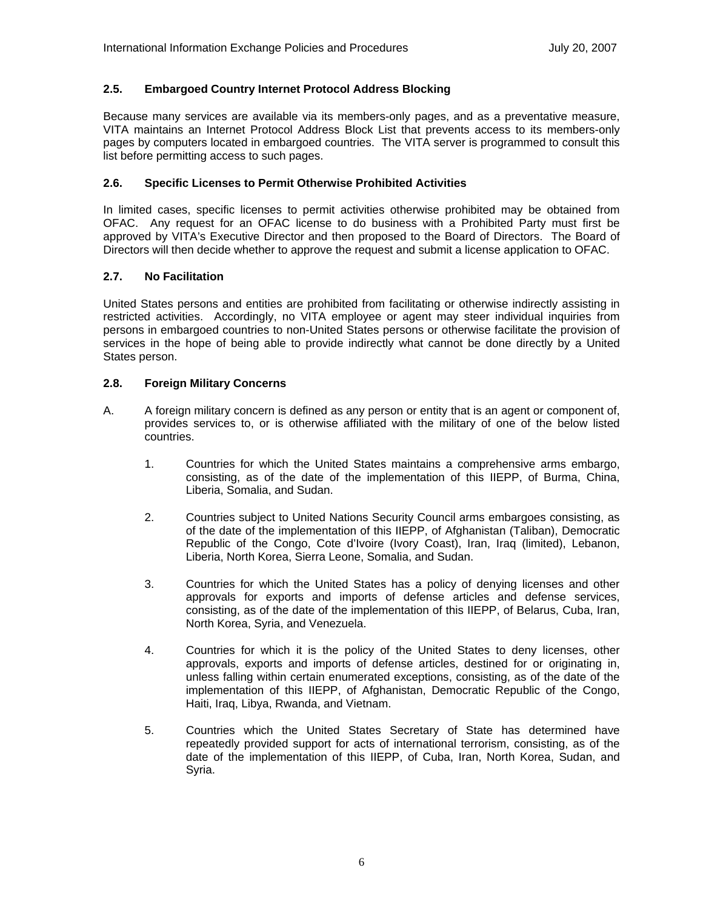### 2.5. Embargoed Country Internet Protocol Address Blocking

Because many services are available via its members-only pages, and as a preventative measure, VITA maintains an Internet Protocol Address Block List that prevents access to its members-only pages by computers located in embargoed countries. The VITA server is programmed to consult this list before permitting access to such pages.

### 2.6. Specific Licenses to Permit Otherwise Prohibited Activities

In limited cases, specific licenses to permit activities otherwise prohibited may be obtained from OFAC. Any request for an OFAC license to do business with a Prohibited Party must first be approved by VITA's Executive Director and then proposed to the Board of Directors. The Board of Directors will then decide whether to approve the request and submit a license application to OFAC.

### 2.7. No Facilitation

United States persons and entities are prohibited from facilitating or otherwise indirectly assisting in restricted activities. Accordingly, no VITA employee or agent may steer individual inquiries from persons in embargoed countries to non-United States persons or otherwise facilitate the provision of services in the hope of being able to provide indirectly what cannot be done directly by a United States person.

### 2.8. Foreign Military Concerns

A. A foreign military concern is defined as any person or entity that is an agent or component of, provides services to, or is otherwise affiliated with the military of one of the below listed countries.

1. Countries for which the United States maintains a comprehensive arms embargo, consisting, as of the date of the implementation of this IIEPP, of Burma, China, Liberia, Somalia, and Sudan.

2. Countries subject to United Nations Security Council arms embargoes consisting, as of the date of the implementation of this IIEPP, of Afghanistan (Taliban), Democratic Republic of the Congo, Cote d'Ivoire (Ivory Coast), Iran, Iraq (limited), Lebanon, Liberia, North Korea, Sierra Leone, Somalia, and Sudan.

3. Countries for which the United States has a policy of denying licenses and other approvals for exports and imports of defense articles and defense services, consisting, as of the date of the implementation of this IIEPP, of Belarus, Cuba, Iran, North Korea, Syria, and Venezuela.

4. Countries for which it is the policy of the United States to deny licenses, other approvals, exports and imports of defense articles, destined for or originating in, unless falling within certain enumerated exceptions, consisting, as of the date of the implementation of this IIEPP, of Afghanistan, Democratic Republic of the Congo, Haiti, Iraq, Libya, Rwanda, and Vietnam.

5. Countries which the United States Secretary of State has determined have repeatedly provided support for acts of international terrorism, consisting, as of the date of the implementation of this IIEPP, of Cuba, Iran, North Korea, Sudan, and Syria.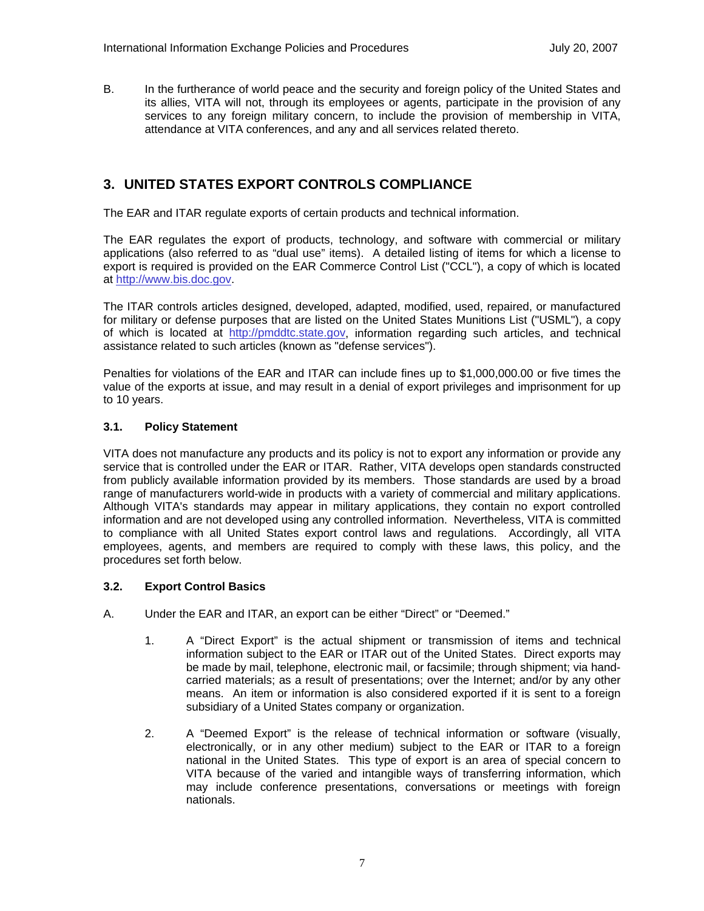B. In the furtherance of world peace and the security and foreign policy of the United States and its allies, VITA will not, through its employees or agents, participate in the provision of any services to any foreign military concern, to include the provision of membership in VITA, attendance at VITA conferences, and any and all services related thereto.

## 3. UNITED STATES EXPORT CONTROLS COMPLIANCE

The EAR and ITAR regulate exports of certain products and technical information.

The EAR regulates the export of products, technology, and software with commercial or military applications (also referred to as "dual use" items). A detailed listing of items for which a license to export is required is provided on the EAR Commerce Control List ("CCL"), a copy of which is located at http://www.bis.doc.gov.

The ITAR controls articles designed, developed, adapted, modified, used, repaired, or manufactured for military or defense purposes that are listed on the United States Munitions List ("USML"), a copy of which is located at http://pmddtc.state.gov, information regarding such articles, and technical assistance related to such articles (known as "defense services").

Penalties for violations of the EAR and ITAR can include fines up to $1,000,000.00 or five times the value of the exports at issue, and may result in a denial of export privileges and imprisonment for up to 10 years.

### 3.1. Policy Statement

VITA does not manufacture any products and its policy is not to export any information or provide any service that is controlled under the EAR or ITAR. Rather, VITA develops open standards constructed from publicly available information provided by its members. Those standards are used by a broad range of manufacturers world-wide in products with a variety of commercial and military applications. Although VITA's standards may appear in military applications, they contain no export controlled information and are not developed using any controlled information. Nevertheless, VITA is committed to compliance with all United States export control laws and regulations. Accordingly, all VITA employees, agents, and members are required to comply with these laws, this policy, and the procedures set forth below.

### 3.2. Export Control Basics

A. Under the EAR and ITAR, an export can be either "Direct" or "Deemed."

1. A "Direct Export" is the actual shipment or transmission of items and technical information subject to the EAR or ITAR out of the United States. Direct exports may be made by mail, telephone, electronic mail, or facsimile; through shipment; via hand-carried materials; as a result of presentations; over the Internet; and/or by any other means. An item or information is also considered exported if it is sent to a foreign subsidiary of a United States company or organization.

2. A "Deemed Export" is the release of technical information or software (visually, electronically, or in any other medium) subject to the EAR or ITAR to a foreign national in the United States. This type of export is an area of special concern to VITA because of the varied and intangible ways of transferring information, which may include conference presentations, conversations or meetings with foreign nationals.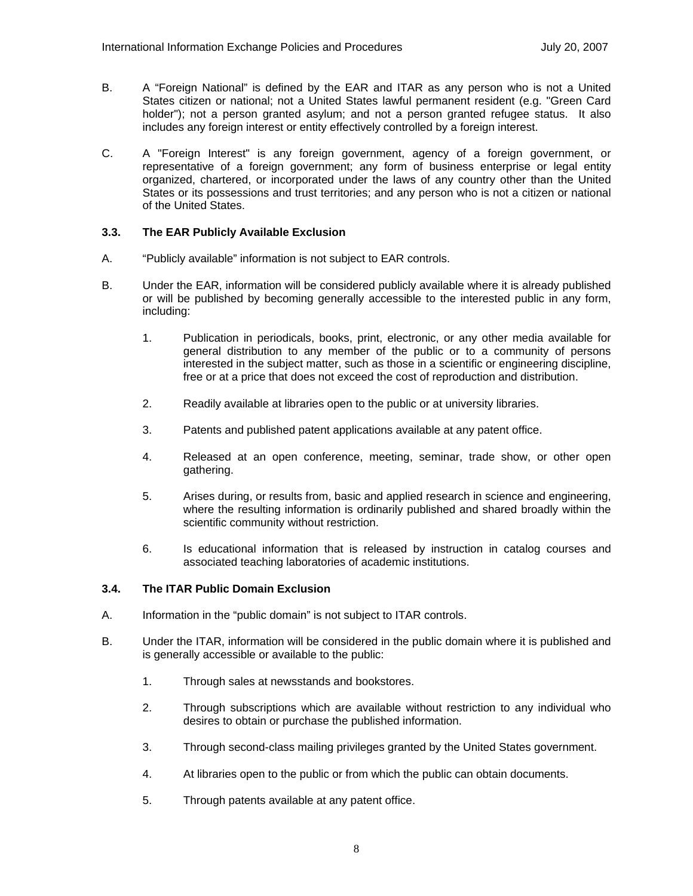B. A “Foreign National” is defined by the EAR and ITAR as any person who is not a United States citizen or national; not a United States lawful permanent resident (e.g. "Green Card holder"); not a person granted asylum; and not a person granted refugee status. It also includes any foreign interest or entity effectively controlled by a foreign interest.

C. A "Foreign Interest" is any foreign government, agency of a foreign government, or representative of a foreign government; any form of business enterprise or legal entity organized, chartered, or incorporated under the laws of any country other than the United States or its possessions and trust territories; and any person who is not a citizen or national of the United States.

### 3.3. The EAR Publicly Available Exclusion

A. “Publicly available” information is not subject to EAR controls.

B. Under the EAR, information will be considered publicly available where it is already published or will be published by becoming generally accessible to the interested public in any form, including:

1. Publication in periodicals, books, print, electronic, or any other media available for general distribution to any member of the public or to a community of persons interested in the subject matter, such as those in a scientific or engineering discipline, free or at a price that does not exceed the cost of reproduction and distribution.

2. Readily available at libraries open to the public or at university libraries.

3. Patents and published patent applications available at any patent office.

4. Released at an open conference, meeting, seminar, trade show, or other open gathering.

5. Arises during, or results from, basic and applied research in science and engineering, where the resulting information is ordinarily published and shared broadly within the scientific community without restriction.

6. Is educational information that is released by instruction in catalog courses and associated teaching laboratories of academic institutions.

### 3.4. The ITAR Public Domain Exclusion

A. Information in the “public domain” is not subject to ITAR controls.

B. Under the ITAR, information will be considered in the public domain where it is published and is generally accessible or available to the public:

1. Through sales at newsstands and bookstores.

2. Through subscriptions which are available without restriction to any individual who desires to obtain or purchase the published information.

3. Through second-class mailing privileges granted by the United States government.

4. At libraries open to the public or from which the public can obtain documents.

5. Through patents available at any patent office.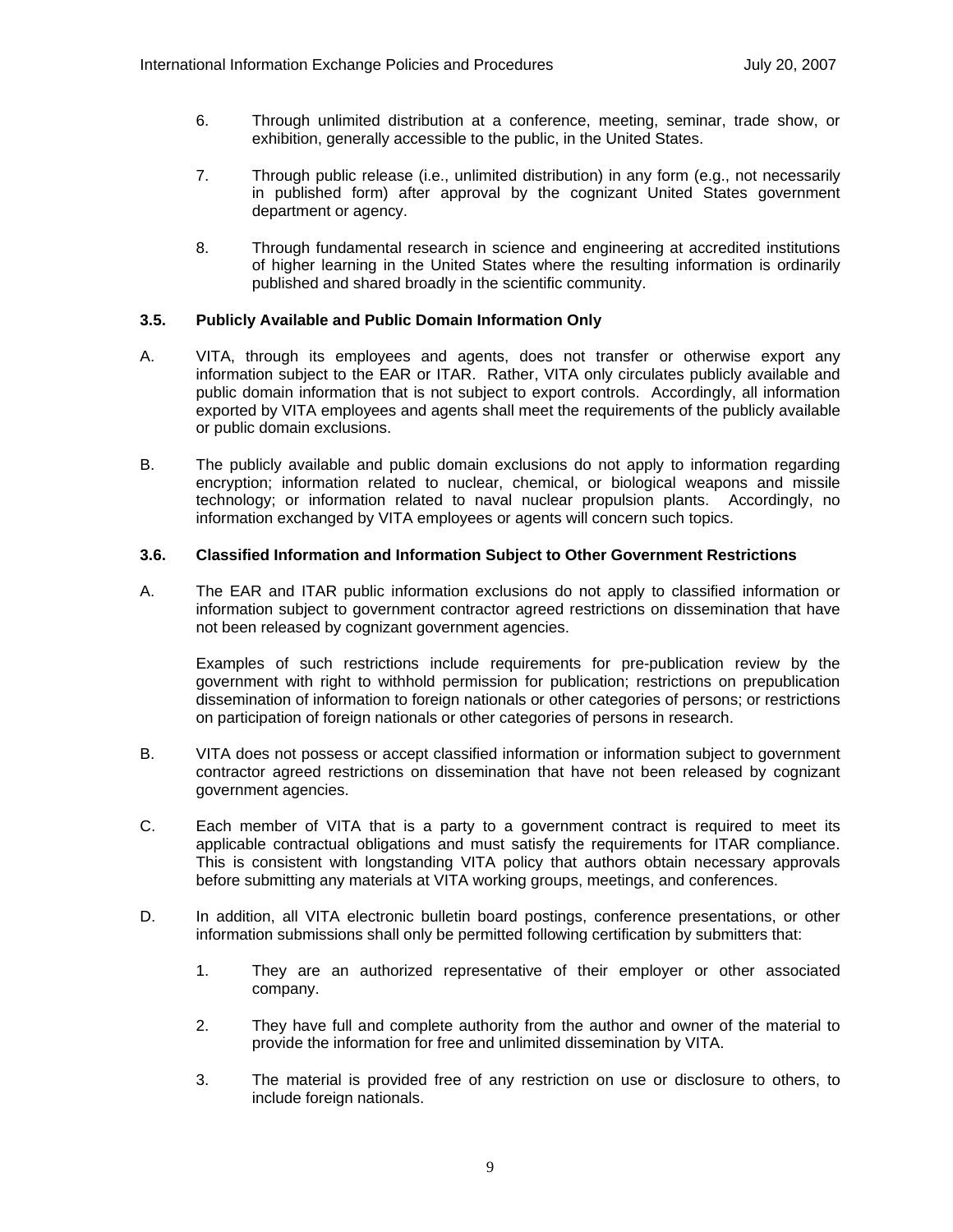6. Through unlimited distribution at a conference, meeting, seminar, trade show, or exhibition, generally accessible to the public, in the United States.

7. Through public release (i.e., unlimited distribution) in any form (e.g., not necessarily in published form) after approval by the cognizant United States government department or agency.

8. Through fundamental research in science and engineering at accredited institutions of higher learning in the United States where the resulting information is ordinarily published and shared broadly in the scientific community.

### 3.5. Publicly Available and Public Domain Information Only

A. VITA, through its employees and agents, does not transfer or otherwise export any information subject to the EAR or ITAR. Rather, VITA only circulates publicly available and public domain information that is not subject to export controls. Accordingly, all information exported by VITA employees and agents shall meet the requirements of the publicly available or public domain exclusions.

B. The publicly available and public domain exclusions do not apply to information regarding encryption; information related to nuclear, chemical, or biological weapons and missile technology; or information related to naval nuclear propulsion plants. Accordingly, no information exchanged by VITA employees or agents will concern such topics.

### 3.6. Classified Information and Information Subject to Other Government Restrictions

A. The EAR and ITAR public information exclusions do not apply to classified information or information subject to government contractor agreed restrictions on dissemination that have not been released by cognizant government agencies.

Examples of such restrictions include requirements for pre-publication review by the government with right to withhold permission for publication; restrictions on prepublication dissemination of information to foreign nationals or other categories of persons; or restrictions on participation of foreign nationals or other categories of persons in research.

B. VITA does not possess or accept classified information or information subject to government contractor agreed restrictions on dissemination that have not been released by cognizant government agencies.

C. Each member of VITA that is a party to a government contract is required to meet its applicable contractual obligations and must satisfy the requirements for ITAR compliance. This is consistent with longstanding VITA policy that authors obtain necessary approvals before submitting any materials at VITA working groups, meetings, and conferences.

D. In addition, all VITA electronic bulletin board postings, conference presentations, or other information submissions shall only be permitted following certification by submitters that:

1. They are an authorized representative of their employer or other associated company.

2. They have full and complete authority from the author and owner of the material to provide the information for free and unlimited dissemination by VITA.

3. The material is provided free of any restriction on use or disclosure to others, to include foreign nationals.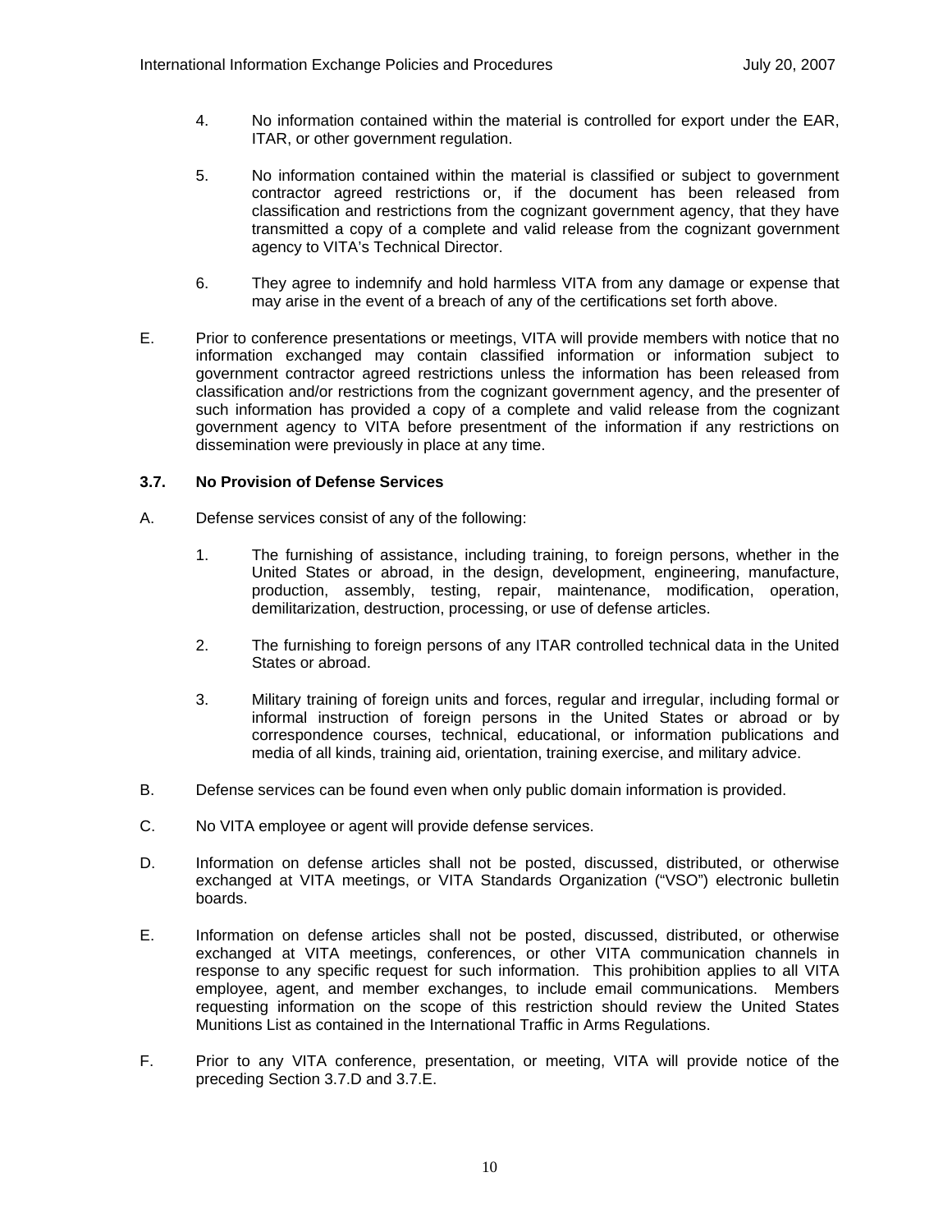4. No information contained within the material is controlled for export under the EAR, ITAR, or other government regulation.

5. No information contained within the material is classified or subject to government contractor agreed restrictions or, if the document has been released from classification and restrictions from the cognizant government agency, that they have transmitted a copy of a complete and valid release from the cognizant government agency to VITA's Technical Director.

6. They agree to indemnify and hold harmless VITA from any damage or expense that may arise in the event of a breach of any of the certifications set forth above.

E. Prior to conference presentations or meetings, VITA will provide members with notice that no information exchanged may contain classified information or information subject to government contractor agreed restrictions unless the information has been released from classification and/or restrictions from the cognizant government agency, and the presenter of such information has provided a copy of a complete and valid release from the cognizant government agency to VITA before presentment of the information if any restrictions on dissemination were previously in place at any time.

### 3.7. No Provision of Defense Services

A. Defense services consist of any of the following:

1. The furnishing of assistance, including training, to foreign persons, whether in the United States or abroad, in the design, development, engineering, manufacture, production, assembly, testing, repair, maintenance, modification, operation, demilitarization, destruction, processing, or use of defense articles.

2. The furnishing to foreign persons of any ITAR controlled technical data in the United States or abroad.

3. Military training of foreign units and forces, regular and irregular, including formal or informal instruction of foreign persons in the United States or abroad or by correspondence courses, technical, educational, or information publications and media of all kinds, training aid, orientation, training exercise, and military advice.

B. Defense services can be found even when only public domain information is provided.

C. No VITA employee or agent will provide defense services.

D. Information on defense articles shall not be posted, discussed, distributed, or otherwise exchanged at VITA meetings, or VITA Standards Organization ("VSO") electronic bulletin boards.

E. Information on defense articles shall not be posted, discussed, distributed, or otherwise exchanged at VITA meetings, conferences, or other VITA communication channels in response to any specific request for such information. This prohibition applies to all VITA employee, agent, and member exchanges, to include email communications. Members requesting information on the scope of this restriction should review the United States Munitions List as contained in the International Traffic in Arms Regulations.

F. Prior to any VITA conference, presentation, or meeting, VITA will provide notice of the preceding Section 3.7.D and 3.7.E.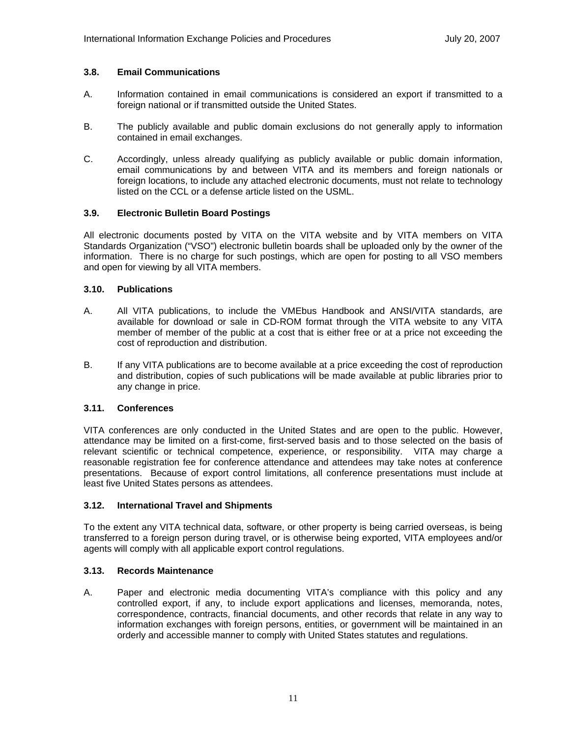### 3.8. Email Communications

A. Information contained in email communications is considered an export if transmitted to a foreign national or if transmitted outside the United States.

B. The publicly available and public domain exclusions do not generally apply to information contained in email exchanges.

C. Accordingly, unless already qualifying as publicly available or public domain information, email communications by and between VITA and its members and foreign nationals or foreign locations, to include any attached electronic documents, must not relate to technology listed on the CCL or a defense article listed on the USML.

### 3.9. Electronic Bulletin Board Postings

All electronic documents posted by VITA on the VITA website and by VITA members on VITA Standards Organization ("VSO") electronic bulletin boards shall be uploaded only by the owner of the information. There is no charge for such postings, which are open for posting to all VSO members and open for viewing by all VITA members.

### 3.10. Publications

A. All VITA publications, to include the VMEbus Handbook and ANSI/VITA standards, are available for download or sale in CD-ROM format through the VITA website to any VITA member of member of the public at a cost that is either free or at a price not exceeding the cost of reproduction and distribution.

B. If any VITA publications are to become available at a price exceeding the cost of reproduction and distribution, copies of such publications will be made available at public libraries prior to any change in price.

### 3.11. Conferences

VITA conferences are only conducted in the United States and are open to the public. However, attendance may be limited on a first-come, first-served basis and to those selected on the basis of relevant scientific or technical competence, experience, or responsibility. VITA may charge a reasonable registration fee for conference attendance and attendees may take notes at conference presentations. Because of export control limitations, all conference presentations must include at least five United States persons as attendees.

### 3.12. International Travel and Shipments

To the extent any VITA technical data, software, or other property is being carried overseas, is being transferred to a foreign person during travel, or is otherwise being exported, VITA employees and/or agents will comply with all applicable export control regulations.

### 3.13. Records Maintenance

A. Paper and electronic media documenting VITA's compliance with this policy and any controlled export, if any, to include export applications and licenses, memoranda, notes, correspondence, contracts, financial documents, and other records that relate in any way to information exchanges with foreign persons, entities, or government will be maintained in an orderly and accessible manner to comply with United States statutes and regulations.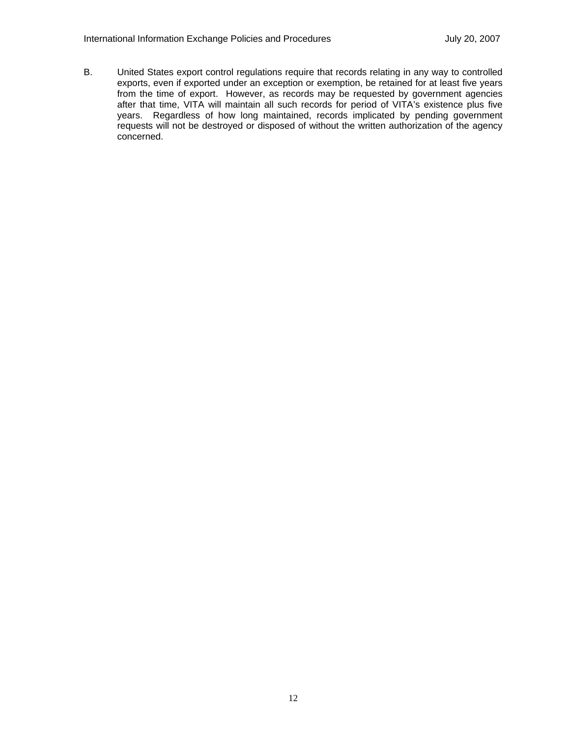B. United States export control regulations require that records relating in any way to controlled exports, even if exported under an exception or exemption, be retained for at least five years from the time of export. However, as records may be requested by government agencies after that time, VITA will maintain all such records for period of VITA's existence plus five years. Regardless of how long maintained, records implicated by pending government requests will not be destroyed or disposed of without the written authorization of the agency concerned.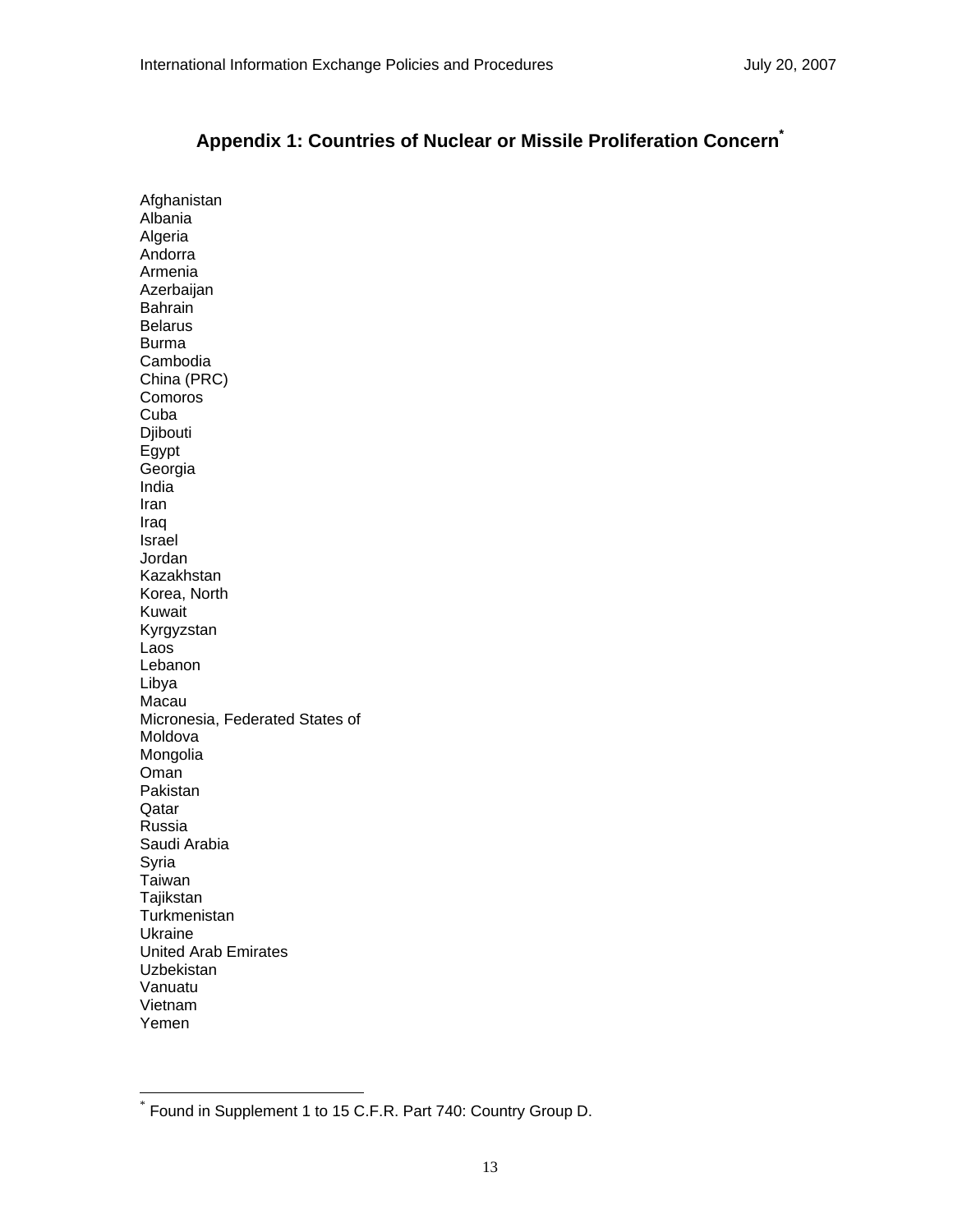## Appendix 1: Countries of Nuclear or Missile Proliferation Concern*

Afghanistan
Albania
Algeria
Andorra
Armenia
Azerbaijan
Bahrain
Belarus
Burma
Cambodia
China (PRC)
Comoros
Cuba
Djibouti
Egypt
Georgia
India
Iran
Iraq
Israel
Jordan
Kazakhstan
Korea, North
Kuwait
Kyrgyzstan
Laos
Lebanon
Libya
Macau
Micronesia, Federated States of
Moldova
Mongolia
Oman
Pakistan
Qatar
Russia
Saudi Arabia
Syria
Taiwan
Tajikstan
Turkmenistan
Ukraine
United Arab Emirates
Uzbekistan
Vanuatu
Vietnam
Yemen

---

* Found in Supplement 1 to 15 C.F.R. Part 740: Country Group D.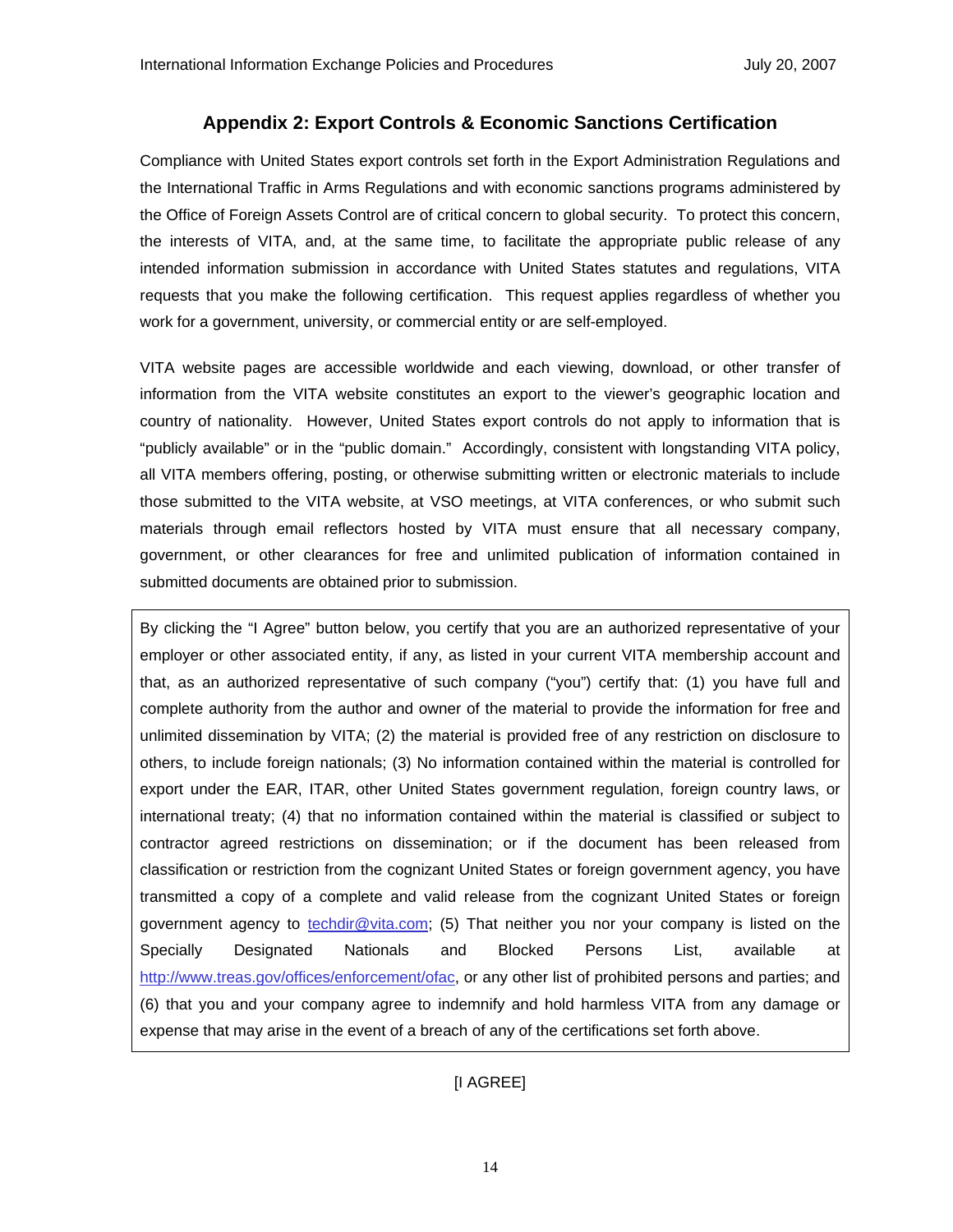## Appendix 2: Export Controls & Economic Sanctions Certification

Compliance with United States export controls set forth in the Export Administration Regulations and the International Traffic in Arms Regulations and with economic sanctions programs administered by the Office of Foreign Assets Control are of critical concern to global security. To protect this concern, the interests of VITA, and, at the same time, to facilitate the appropriate public release of any intended information submission in accordance with United States statutes and regulations, VITA requests that you make the following certification. This request applies regardless of whether you work for a government, university, or commercial entity or are self-employed.

VITA website pages are accessible worldwide and each viewing, download, or other transfer of information from the VITA website constitutes an export to the viewer's geographic location and country of nationality. However, United States export controls do not apply to information that is "publicly available" or in the "public domain." Accordingly, consistent with longstanding VITA policy, all VITA members offering, posting, or otherwise submitting written or electronic materials to include those submitted to the VITA website, at VSO meetings, at VITA conferences, or who submit such materials through email reflectors hosted by VITA must ensure that all necessary company, government, or other clearances for free and unlimited publication of information contained in submitted documents are obtained prior to submission.

By clicking the "I Agree" button below, you certify that you are an authorized representative of your employer or other associated entity, if any, as listed in your current VITA membership account and that, as an authorized representative of such company ("you") certify that: (1) you have full and complete authority from the author and owner of the material to provide the information for free and unlimited dissemination by VITA; (2) the material is provided free of any restriction on disclosure to others, to include foreign nationals; (3) No information contained within the material is controlled for export under the EAR, ITAR, other United States government regulation, foreign country laws, or international treaty; (4) that no information contained within the material is classified or subject to contractor agreed restrictions on dissemination; or if the document has been released from classification or restriction from the cognizant United States or foreign government agency, you have transmitted a copy of a complete and valid release from the cognizant United States or foreign government agency to techdir@vita.com; (5) That neither you nor your company is listed on the Specially Designated Nationals and Blocked Persons List, available at http://www.treas.gov/offices/enforcement/ofac, or any other list of prohibited persons and parties; and (6) that you and your company agree to indemnify and hold harmless VITA from any damage or expense that may arise in the event of a breach of any of the certifications set forth above.

[I AGREE]